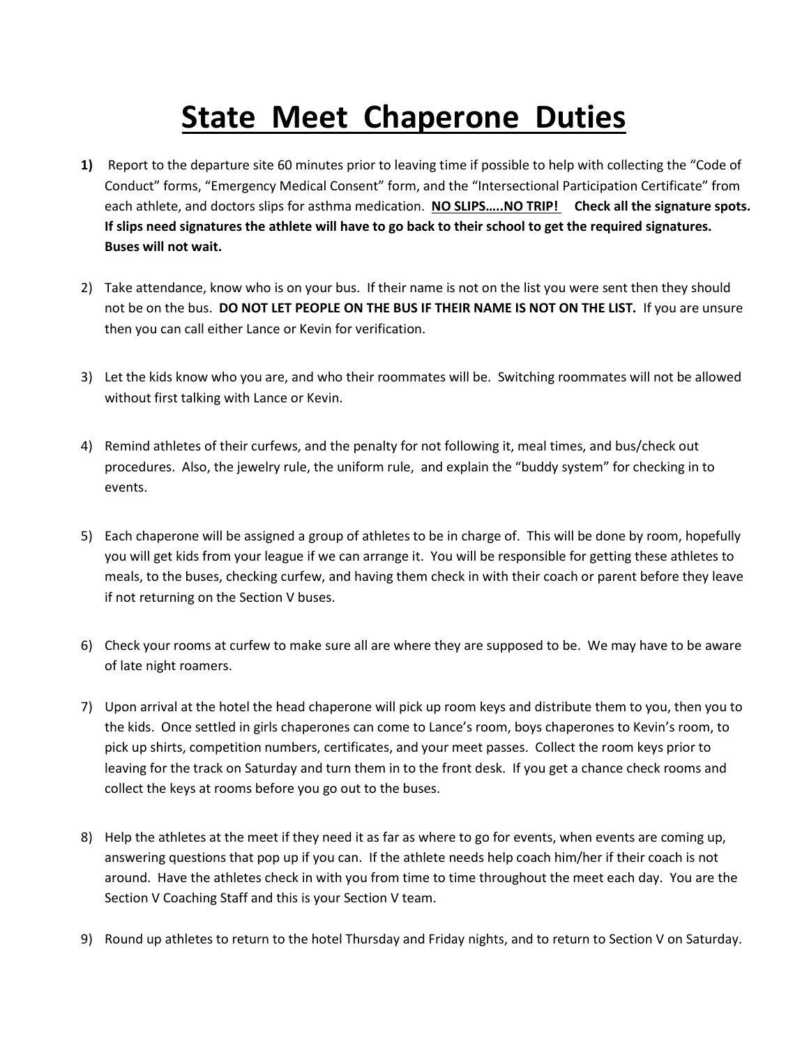# State Meet Chaperone Duties

1) Report to the departure site 60 minutes prior to leaving time if possible to help with collecting the "Code of Conduct" forms, "Emergency Medical Consent" form, and the "Intersectional Participation Certificate" from each athlete, and doctors slips for asthma medication. **NO SLIPS…..NO TRIP!** **Check all the signature spots. If slips need signatures the athlete will have to go back to their school to get the required signatures. Buses will not wait.**

2) Take attendance, know who is on your bus. If their name is not on the list you were sent then they should not be on the bus. **DO NOT LET PEOPLE ON THE BUS IF THEIR NAME IS NOT ON THE LIST.** If you are unsure then you can call either Lance or Kevin for verification.

3) Let the kids know who you are, and who their roommates will be. Switching roommates will not be allowed without first talking with Lance or Kevin.

4) Remind athletes of their curfews, and the penalty for not following it, meal times, and bus/check out procedures. Also, the jewelry rule, the uniform rule, and explain the "buddy system" for checking in to events.

5) Each chaperone will be assigned a group of athletes to be in charge of. This will be done by room, hopefully you will get kids from your league if we can arrange it. You will be responsible for getting these athletes to meals, to the buses, checking curfew, and having them check in with their coach or parent before they leave if not returning on the Section V buses.

6) Check your rooms at curfew to make sure all are where they are supposed to be. We may have to be aware of late night roamers.

7) Upon arrival at the hotel the head chaperone will pick up room keys and distribute them to you, then you to the kids. Once settled in girls chaperones can come to Lance's room, boys chaperones to Kevin's room, to pick up shirts, competition numbers, certificates, and your meet passes. Collect the room keys prior to leaving for the track on Saturday and turn them in to the front desk. If you get a chance check rooms and collect the keys at rooms before you go out to the buses.

8) Help the athletes at the meet if they need it as far as where to go for events, when events are coming up, answering questions that pop up if you can. If the athlete needs help coach him/her if their coach is not around. Have the athletes check in with you from time to time throughout the meet each day. You are the Section V Coaching Staff and this is your Section V team.

9) Round up athletes to return to the hotel Thursday and Friday nights, and to return to Section V on Saturday.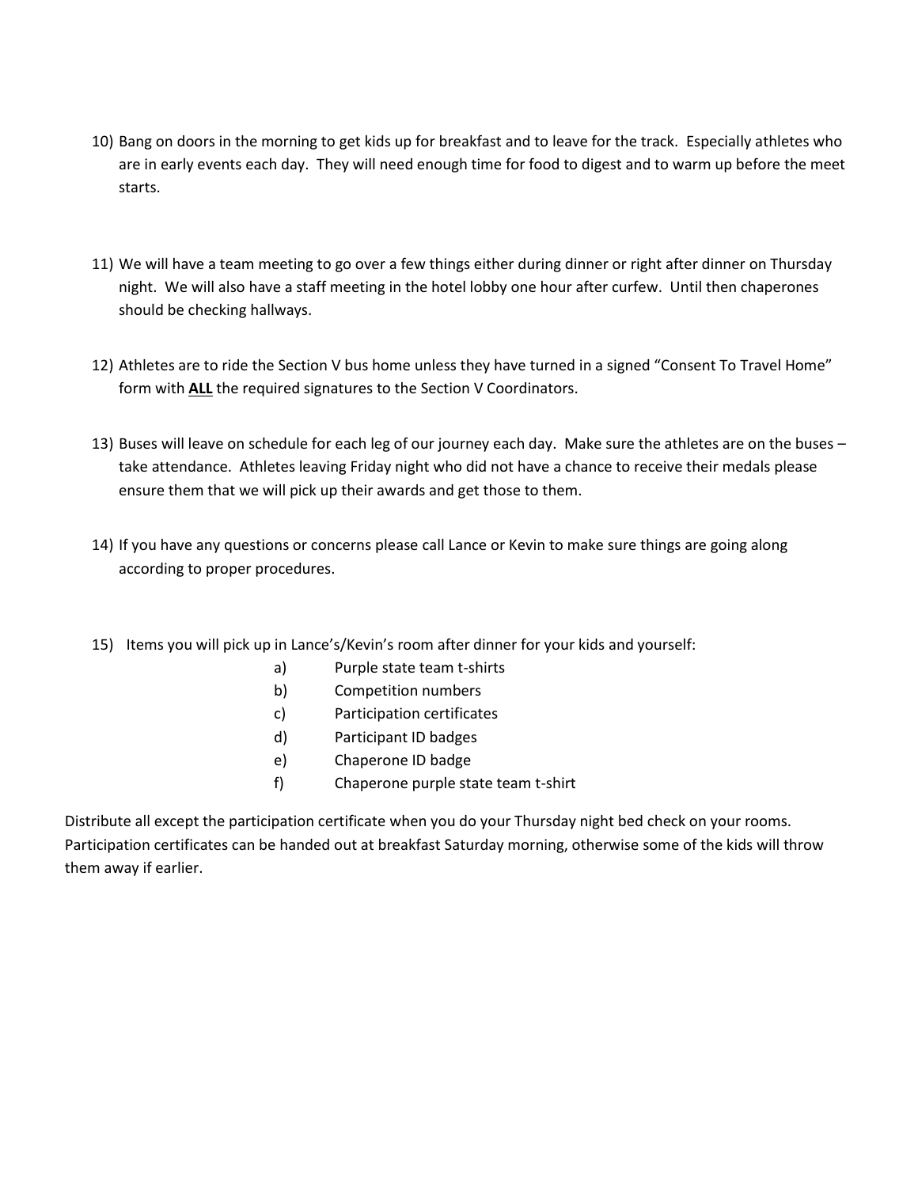10) Bang on doors in the morning to get kids up for breakfast and to leave for the track. Especially athletes who are in early events each day. They will need enough time for food to digest and to warm up before the meet starts.

11) We will have a team meeting to go over a few things either during dinner or right after dinner on Thursday night. We will also have a staff meeting in the hotel lobby one hour after curfew. Until then chaperones should be checking hallways.

12) Athletes are to ride the Section V bus home unless they have turned in a signed "Consent To Travel Home" form with <u>**ALL**</u> the required signatures to the Section V Coordinators.

13) Buses will leave on schedule for each leg of our journey each day. Make sure the athletes are on the buses – take attendance. Athletes leaving Friday night who did not have a chance to receive their medals please ensure them that we will pick up their awards and get those to them.

14) If you have any questions or concerns please call Lance or Kevin to make sure things are going along according to proper procedures.

15) Items you will pick up in Lance's/Kevin's room after dinner for your kids and yourself:
    - a) Purple state team t-shirts
    - b) Competition numbers
    - c) Participation certificates
    - d) Participant ID badges
    - e) Chaperone ID badge
    - f) Chaperone purple state team t-shirt

Distribute all except the participation certificate when you do your Thursday night bed check on your rooms. Participation certificates can be handed out at breakfast Saturday morning, otherwise some of the kids will throw them away if earlier.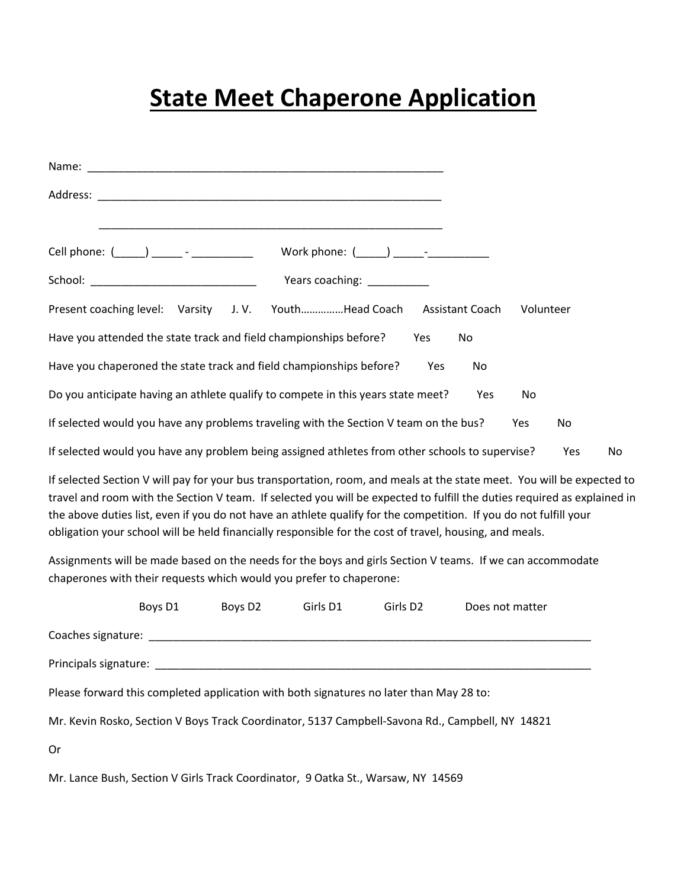# State Meet Chaperone Application

Name: ___________________________________________________________

Address: __________________________________________________________

__________________________________________________________

Cell phone: (_____) _____ - __________     Work phone: (_____) _____-__________

School: ___________________________     Years coaching: __________

Present coaching level:   Varsity   J. V.   Youth……………Head Coach   Assistant Coach   Volunteer

Have you attended the state track and field championships before?   Yes   No

Have you chaperoned the state track and field championships before?   Yes   No

Do you anticipate having an athlete qualify to compete in this years state meet?   Yes   No

If selected would you have any problems traveling with the Section V team on the bus?   Yes   No

If selected would you have any problem being assigned athletes from other schools to supervise?   Yes   No

If selected Section V will pay for your bus transportation, room, and meals at the state meet. You will be expected to travel and room with the Section V team. If selected you will be expected to fulfill the duties required as explained in the above duties list, even if you do not have an athlete qualify for the competition. If you do not fulfill your obligation your school will be held financially responsible for the cost of travel, housing, and meals.

Assignments will be made based on the needs for the boys and girls Section V teams. If we can accommodate chaperones with their requests which would you prefer to chaperone:

Boys D1   Boys D2   Girls D1   Girls D2   Does not matter

Coaches signature: ___________________________________________________________________________

Principals signature: __________________________________________________________________________

Please forward this completed application with both signatures no later than May 28 to:

Mr. Kevin Rosko, Section V Boys Track Coordinator, 5137 Campbell-Savona Rd., Campbell, NY 14821

Or

Mr. Lance Bush, Section V Girls Track Coordinator, 9 Oatka St., Warsaw, NY 14569